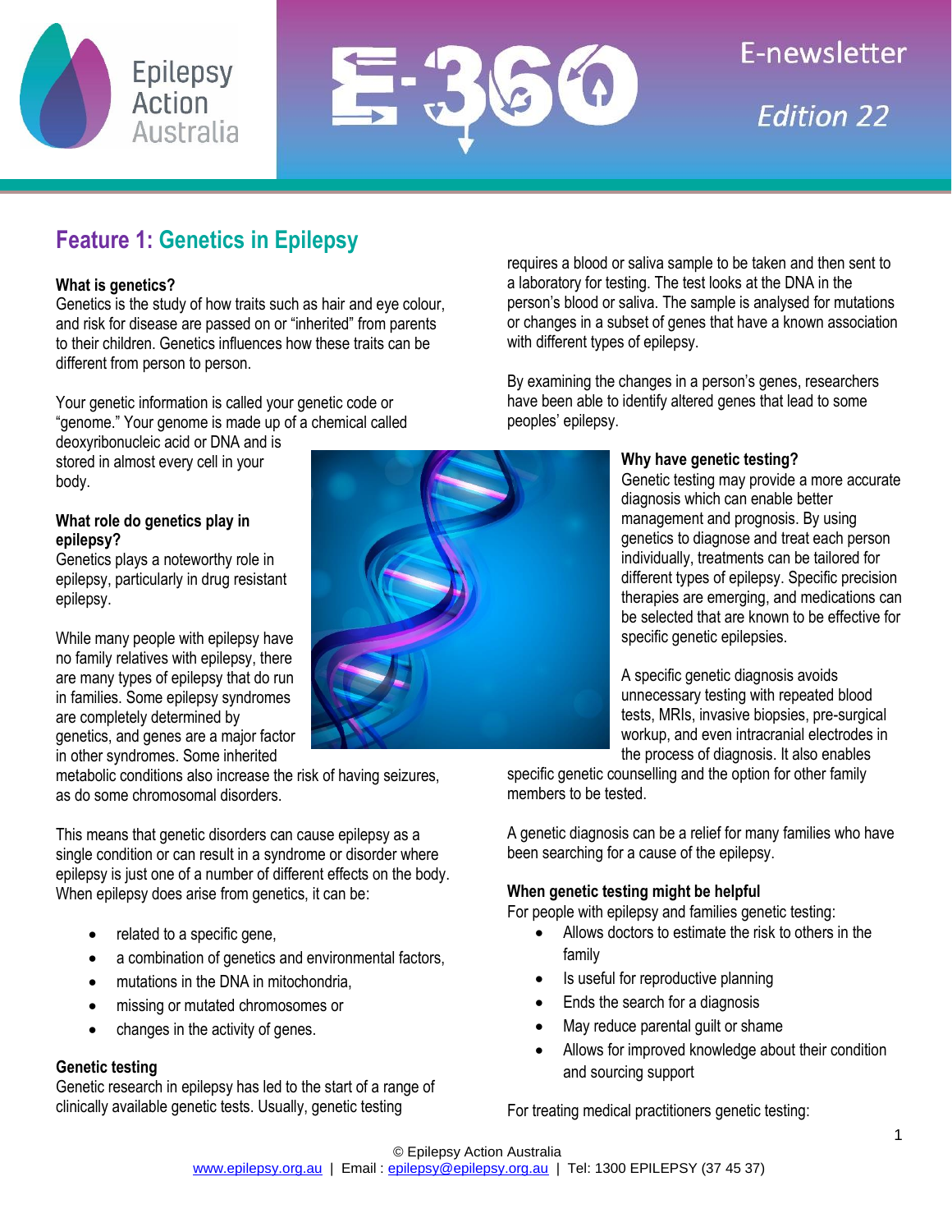Epilepsy Action Australia

E-360 E-newsletter *Edition 22*

# Feature 1: Genetics in Epilepsy

**What is genetics?**
Genetics is the study of how traits such as hair and eye colour, and risk for disease are passed on or "inherited" from parents to their children. Genetics influences how these traits can be different from person to person.

Your genetic information is called your genetic code or "genome." Your genome is made up of a chemical called deoxyribonucleic acid or DNA and is stored in almost every cell in your body.

**What role do genetics play in epilepsy?**
Genetics plays a noteworthy role in epilepsy, particularly in drug resistant epilepsy.

While many people with epilepsy have no family relatives with epilepsy, there are many types of epilepsy that do run in families. Some epilepsy syndromes are completely determined by genetics, and genes are a major factor in other syndromes. Some inherited metabolic conditions also increase the risk of having seizures, as do some chromosomal disorders.

This means that genetic disorders can cause epilepsy as a single condition or can result in a syndrome or disorder where epilepsy is just one of a number of different effects on the body. When epilepsy does arise from genetics, it can be:

- related to a specific gene,
- a combination of genetics and environmental factors,
- mutations in the DNA in mitochondria,
- missing or mutated chromosomes or
- changes in the activity of genes.

**Genetic testing**
Genetic research in epilepsy has led to the start of a range of clinically available genetic tests. Usually, genetic testing requires a blood or saliva sample to be taken and then sent to a laboratory for testing. The test looks at the DNA in the person's blood or saliva. The sample is analysed for mutations or changes in a subset of genes that have a known association with different types of epilepsy.

By examining the changes in a person's genes, researchers have been able to identify altered genes that lead to some peoples' epilepsy.

**Why have genetic testing?**
Genetic testing may provide a more accurate diagnosis which can enable better management and prognosis. By using genetics to diagnose and treat each person individually, treatments can be tailored for different types of epilepsy. Specific precision therapies are emerging, and medications can be selected that are known to be effective for specific genetic epilepsies.

A specific genetic diagnosis avoids unnecessary testing with repeated blood tests, MRIs, invasive biopsies, pre-surgical workup, and even intracranial electrodes in the process of diagnosis. It also enables specific genetic counselling and the option for other family members to be tested.

A genetic diagnosis can be a relief for many families who have been searching for a cause of the epilepsy.

**When genetic testing might be helpful**
For people with epilepsy and families genetic testing:

- Allows doctors to estimate the risk to others in the family
- Is useful for reproductive planning
- Ends the search for a diagnosis
- May reduce parental guilt or shame
- Allows for improved knowledge about their condition and sourcing support

For treating medical practitioners genetic testing: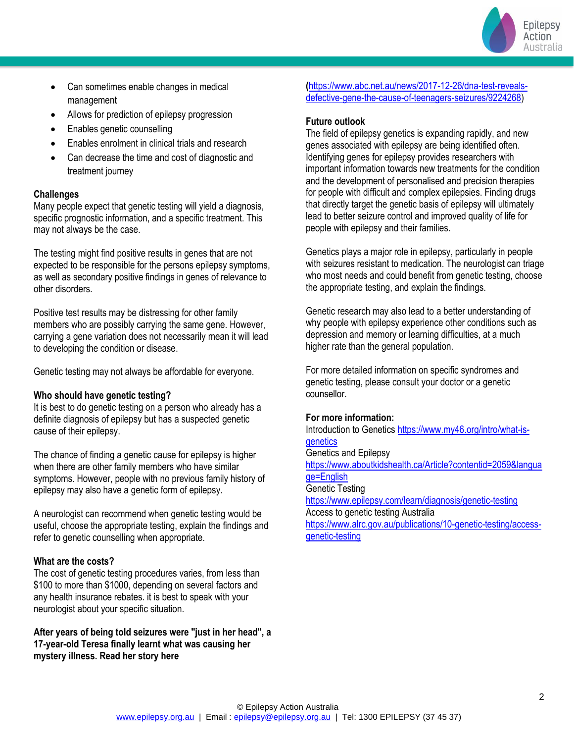- Can sometimes enable changes in medical management
- Allows for prediction of epilepsy progression
- Enables genetic counselling
- Enables enrolment in clinical trials and research
- Can decrease the time and cost of diagnostic and treatment journey

**Challenges**

Many people expect that genetic testing will yield a diagnosis, specific prognostic information, and a specific treatment. This may not always be the case.

The testing might find positive results in genes that are not expected to be responsible for the persons epilepsy symptoms, as well as secondary positive findings in genes of relevance to other disorders.

Positive test results may be distressing for other family members who are possibly carrying the same gene. However, carrying a gene variation does not necessarily mean it will lead to developing the condition or disease.

Genetic testing may not always be affordable for everyone.

**Who should have genetic testing?**

It is best to do genetic testing on a person who already has a definite diagnosis of epilepsy but has a suspected genetic cause of their epilepsy.

The chance of finding a genetic cause for epilepsy is higher when there are other family members who have similar symptoms. However, people with no previous family history of epilepsy may also have a genetic form of epilepsy.

A neurologist can recommend when genetic testing would be useful, choose the appropriate testing, explain the findings and refer to genetic counselling when appropriate.

**What are the costs?**

The cost of genetic testing procedures varies, from less than $100 to more than $1000, depending on several factors and any health insurance rebates. it is best to speak with your neurologist about your specific situation.

**After years of being told seizures were "just in her head", a 17-year-old Teresa finally learnt what was causing her mystery illness. Read her story here**

(https://www.abc.net.au/news/2017-12-26/dna-test-reveals-defective-gene-the-cause-of-teenagers-seizures/9224268)

**Future outlook**

The field of epilepsy genetics is expanding rapidly, and new genes associated with epilepsy are being identified often. Identifying genes for epilepsy provides researchers with important information towards new treatments for the condition and the development of personalised and precision therapies for people with difficult and complex epilepsies. Finding drugs that directly target the genetic basis of epilepsy will ultimately lead to better seizure control and improved quality of life for people with epilepsy and their families.

Genetics plays a major role in epilepsy, particularly in people with seizures resistant to medication. The neurologist can triage who most needs and could benefit from genetic testing, choose the appropriate testing, and explain the findings.

Genetic research may also lead to a better understanding of why people with epilepsy experience other conditions such as depression and memory or learning difficulties, at a much higher rate than the general population.

For more detailed information on specific syndromes and genetic testing, please consult your doctor or a genetic counsellor.

**For more information:**

Introduction to Genetics https://www.my46.org/intro/what-is-genetics

Genetics and Epilepsy
https://www.aboutkidshealth.ca/Article?contentid=2059&language=English

Genetic Testing
https://www.epilepsy.com/learn/diagnosis/genetic-testing

Access to genetic testing Australia
https://www.alrc.gov.au/publications/10-genetic-testing/access-genetic-testing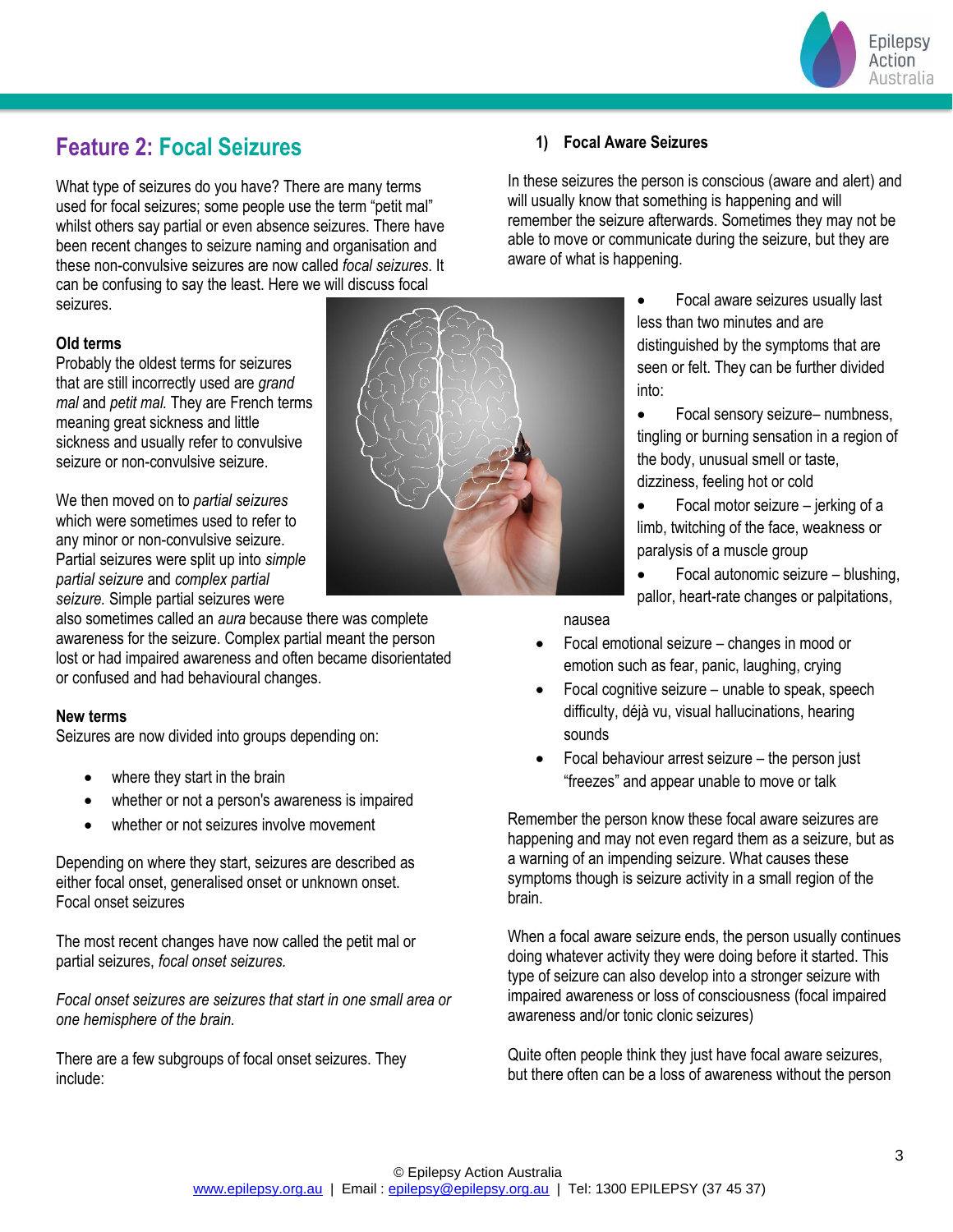## Feature 2: Focal Seizures

What type of seizures do you have? There are many terms used for focal seizures; some people use the term "petit mal" whilst others say partial or even absence seizures. There have been recent changes to seizure naming and organisation and these non-convulsive seizures are now called *focal seizures*. It can be confusing to say the least. Here we will discuss focal seizures.

**Old terms**

Probably the oldest terms for seizures that are still incorrectly used are *grand mal* and *petit mal.* They are French terms meaning great sickness and little sickness and usually refer to convulsive seizure or non-convulsive seizure.

We then moved on to *partial seizures* which were sometimes used to refer to any minor or non-convulsive seizure. Partial seizures were split up into *simple partial seizure* and *complex partial seizure.* Simple partial seizures were also sometimes called an *aura* because there was complete awareness for the seizure. Complex partial meant the person lost or had impaired awareness and often became disorientated or confused and had behavioural changes.

**New terms**

Seizures are now divided into groups depending on:

- where they start in the brain
- whether or not a person's awareness is impaired
- whether or not seizures involve movement

Depending on where they start, seizures are described as either focal onset, generalised onset or unknown onset.
Focal onset seizures

The most recent changes have now called the petit mal or partial seizures, *focal onset seizures.*

*Focal onset seizures are seizures that start in one small area or one hemisphere of the brain.*

There are a few subgroups of focal onset seizures. They include:

### 1) Focal Aware Seizures

In these seizures the person is conscious (aware and alert) and will usually know that something is happening and will remember the seizure afterwards. Sometimes they may not be able to move or communicate during the seizure, but they are aware of what is happening.

- Focal aware seizures usually last less than two minutes and are distinguished by the symptoms that are seen or felt. They can be further divided into:
- Focal sensory seizure– numbness, tingling or burning sensation in a region of the body, unusual smell or taste, dizziness, feeling hot or cold
- Focal motor seizure – jerking of a limb, twitching of the face, weakness or paralysis of a muscle group
- Focal autonomic seizure – blushing, pallor, heart-rate changes or palpitations, nausea
- Focal emotional seizure – changes in mood or emotion such as fear, panic, laughing, crying
- Focal cognitive seizure – unable to speak, speech difficulty, déjà vu, visual hallucinations, hearing sounds
- Focal behaviour arrest seizure – the person just "freezes" and appear unable to move or talk

Remember the person know these focal aware seizures are happening and may not even regard them as a seizure, but as a warning of an impending seizure. What causes these symptoms though is seizure activity in a small region of the brain.

When a focal aware seizure ends, the person usually continues doing whatever activity they were doing before it started. This type of seizure can also develop into a stronger seizure with impaired awareness or loss of consciousness (focal impaired awareness and/or tonic clonic seizures)

Quite often people think they just have focal aware seizures, but there often can be a loss of awareness without the person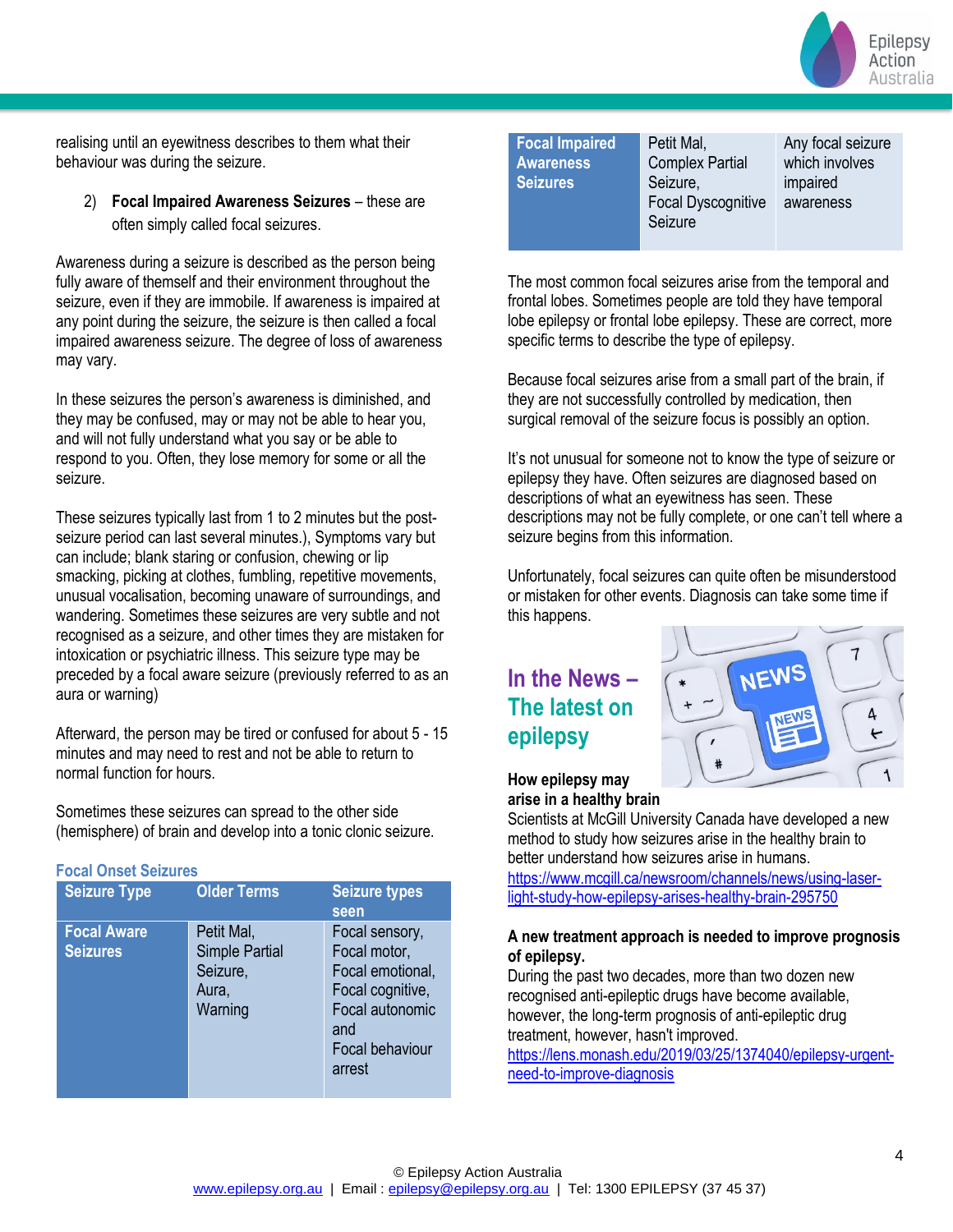realising until an eyewitness describes to them what their behaviour was during the seizure.

2) **Focal Impaired Awareness Seizures** – these are often simply called focal seizures.

Awareness during a seizure is described as the person being fully aware of themself and their environment throughout the seizure, even if they are immobile. If awareness is impaired at any point during the seizure, the seizure is then called a focal impaired awareness seizure. The degree of loss of awareness may vary.

In these seizures the person's awareness is diminished, and they may be confused, may or may not be able to hear you, and will not fully understand what you say or be able to respond to you. Often, they lose memory for some or all the seizure.

These seizures typically last from 1 to 2 minutes but the post-seizure period can last several minutes.), Symptoms vary but can include; blank staring or confusion, chewing or lip smacking, picking at clothes, fumbling, repetitive movements, unusual vocalisation, becoming unaware of surroundings, and wandering. Sometimes these seizures are very subtle and not recognised as a seizure, and other times they are mistaken for intoxication or psychiatric illness. This seizure type may be preceded by a focal aware seizure (previously referred to as an aura or warning)

Afterward, the person may be tired or confused for about 5 - 15 minutes and may need to rest and not be able to return to normal function for hours.

Sometimes these seizures can spread to the other side (hemisphere) of brain and develop into a tonic clonic seizure.

**Focal Onset Seizures**

| Seizure Type | Older Terms | Seizure types seen |
|---|---|---|
| **Focal Aware Seizures** | Petit Mal, Simple Partial Seizure, Aura, Warning | Focal sensory, Focal motor, Focal emotional, Focal cognitive, Focal autonomic and Focal behaviour arrest |
| **Focal Impaired Awareness Seizures** | Petit Mal, Complex Partial Seizure, Focal Dyscognitive Seizure | Any focal seizure which involves impaired awareness |

The most common focal seizures arise from the temporal and frontal lobes. Sometimes people are told they have temporal lobe epilepsy or frontal lobe epilepsy. These are correct, more specific terms to describe the type of epilepsy.

Because focal seizures arise from a small part of the brain, if they are not successfully controlled by medication, then surgical removal of the seizure focus is possibly an option.

It's not unusual for someone not to know the type of seizure or epilepsy they have. Often seizures are diagnosed based on descriptions of what an eyewitness has seen. These descriptions may not be fully complete, or one can't tell where a seizure begins from this information.

Unfortunately, focal seizures can quite often be misunderstood or mistaken for other events. Diagnosis can take some time if this happens.

## In the News – The latest on epilepsy

**How epilepsy may arise in a healthy brain**

Scientists at McGill University Canada have developed a new method to study how seizures arise in the healthy brain to better understand how seizures arise in humans.

https://www.mcgill.ca/newsroom/channels/news/using-laser-light-study-how-epilepsy-arises-healthy-brain-295750

**A new treatment approach is needed to improve prognosis of epilepsy.**

During the past two decades, more than two dozen new recognised anti-epileptic drugs have become available, however, the long-term prognosis of anti-epileptic drug treatment, however, hasn't improved.

https://lens.monash.edu/2019/03/25/1374040/epilepsy-urgent-need-to-improve-diagnosis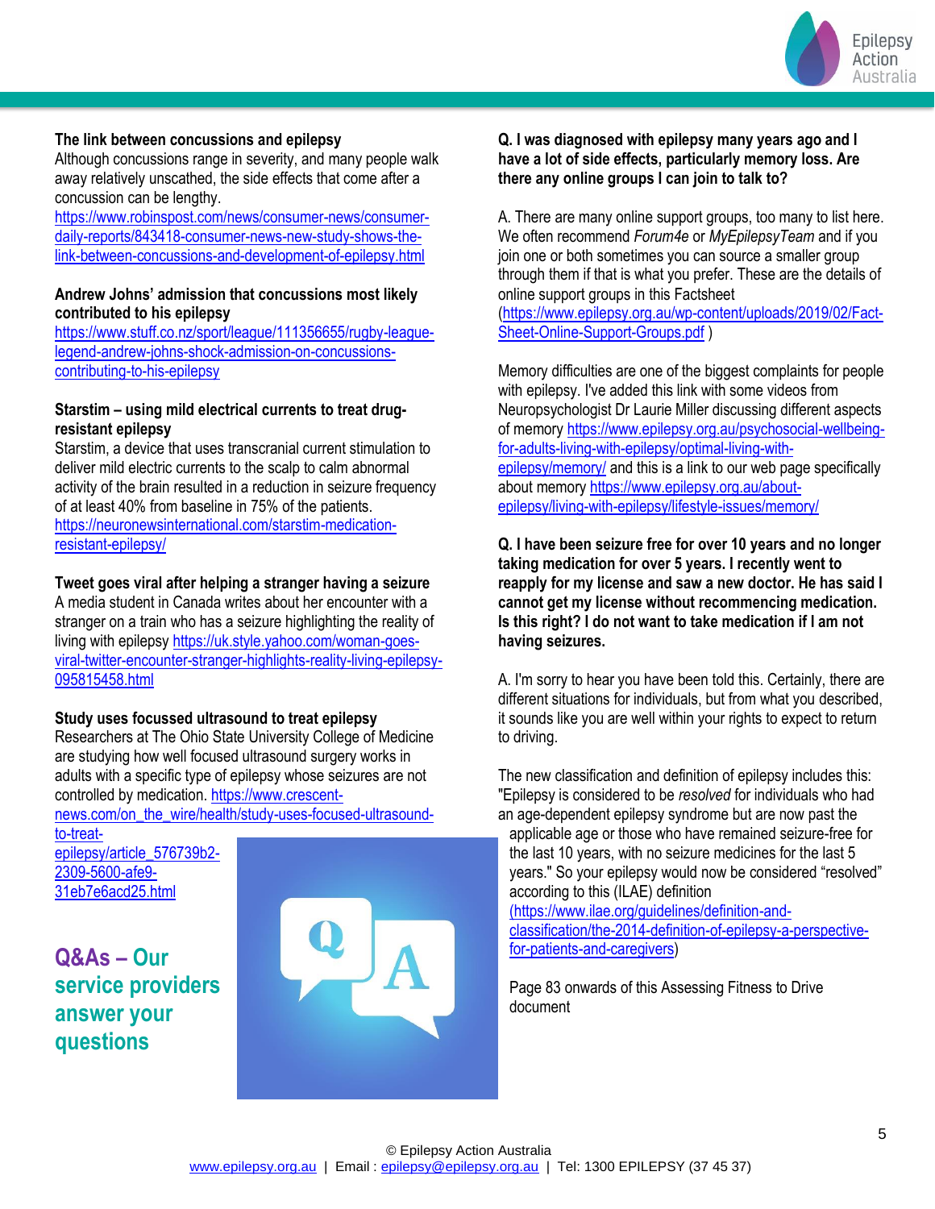**The link between concussions and epilepsy**

Although concussions range in severity, and many people walk away relatively unscathed, the side effects that come after a concussion can be lengthy.
https://www.robinspost.com/news/consumer-news/consumer-daily-reports/843418-consumer-news-new-study-shows-the-link-between-concussions-and-development-of-epilepsy.html

**Andrew Johns' admission that concussions most likely contributed to his epilepsy**

https://www.stuff.co.nz/sport/league/111356655/rugby-league-legend-andrew-johns-shock-admission-on-concussions-contributing-to-his-epilepsy

**Starstim – using mild electrical currents to treat drug-resistant epilepsy**

Starstim, a device that uses transcranial current stimulation to deliver mild electric currents to the scalp to calm abnormal activity of the brain resulted in a reduction in seizure frequency of at least 40% from baseline in 75% of the patients.
https://neuronewsinternational.com/starstim-medication-resistant-epilepsy/

**Tweet goes viral after helping a stranger having a seizure**

A media student in Canada writes about her encounter with a stranger on a train who has a seizure highlighting the reality of living with epilepsy https://uk.style.yahoo.com/woman-goes-viral-twitter-encounter-stranger-highlights-reality-living-epilepsy-095815458.html

**Study uses focussed ultrasound to treat epilepsy**

Researchers at The Ohio State University College of Medicine are studying how well focused ultrasound surgery works in adults with a specific type of epilepsy whose seizures are not controlled by medication. https://www.crescent-news.com/on_the_wire/health/study-uses-focused-ultrasound-to-treat-epilepsy/article_576739b2-2309-5600-afe9-31eb7e6acd25.html

## Q&As – Our service providers answer your questions

**Q. I was diagnosed with epilepsy many years ago and I have a lot of side effects, particularly memory loss. Are there any online groups I can join to talk to?**

A. There are many online support groups, too many to list here. We often recommend *Forum4e* or *MyEpilepsyTeam* and if you join one or both sometimes you can source a smaller group through them if that is what you prefer. These are the details of online support groups in this Factsheet (https://www.epilepsy.org.au/wp-content/uploads/2019/02/Fact-Sheet-Online-Support-Groups.pdf )

Memory difficulties are one of the biggest complaints for people with epilepsy. I've added this link with some videos from Neuropsychologist Dr Laurie Miller discussing different aspects of memory https://www.epilepsy.org.au/psychosocial-wellbeing-for-adults-living-with-epilepsy/optimal-living-with-epilepsy/memory/ and this is a link to our web page specifically about memory https://www.epilepsy.org.au/about-epilepsy/living-with-epilepsy/lifestyle-issues/memory/

**Q. I have been seizure free for over 10 years and no longer taking medication for over 5 years. I recently went to reapply for my license and saw a new doctor. He has said I cannot get my license without recommencing medication. Is this right? I do not want to take medication if I am not having seizures.**

A. I'm sorry to hear you have been told this. Certainly, there are different situations for individuals, but from what you described, it sounds like you are well within your rights to expect to return to driving.

The new classification and definition of epilepsy includes this: "Epilepsy is considered to be *resolved* for individuals who had an age-dependent epilepsy syndrome but are now past the applicable age or those who have remained seizure-free for the last 10 years, with no seizure medicines for the last 5 years." So your epilepsy would now be considered "resolved" according to this (ILAE) definition (https://www.ilae.org/guidelines/definition-and-classification/the-2014-definition-of-epilepsy-a-perspective-for-patients-and-caregivers)

Page 83 onwards of this Assessing Fitness to Drive document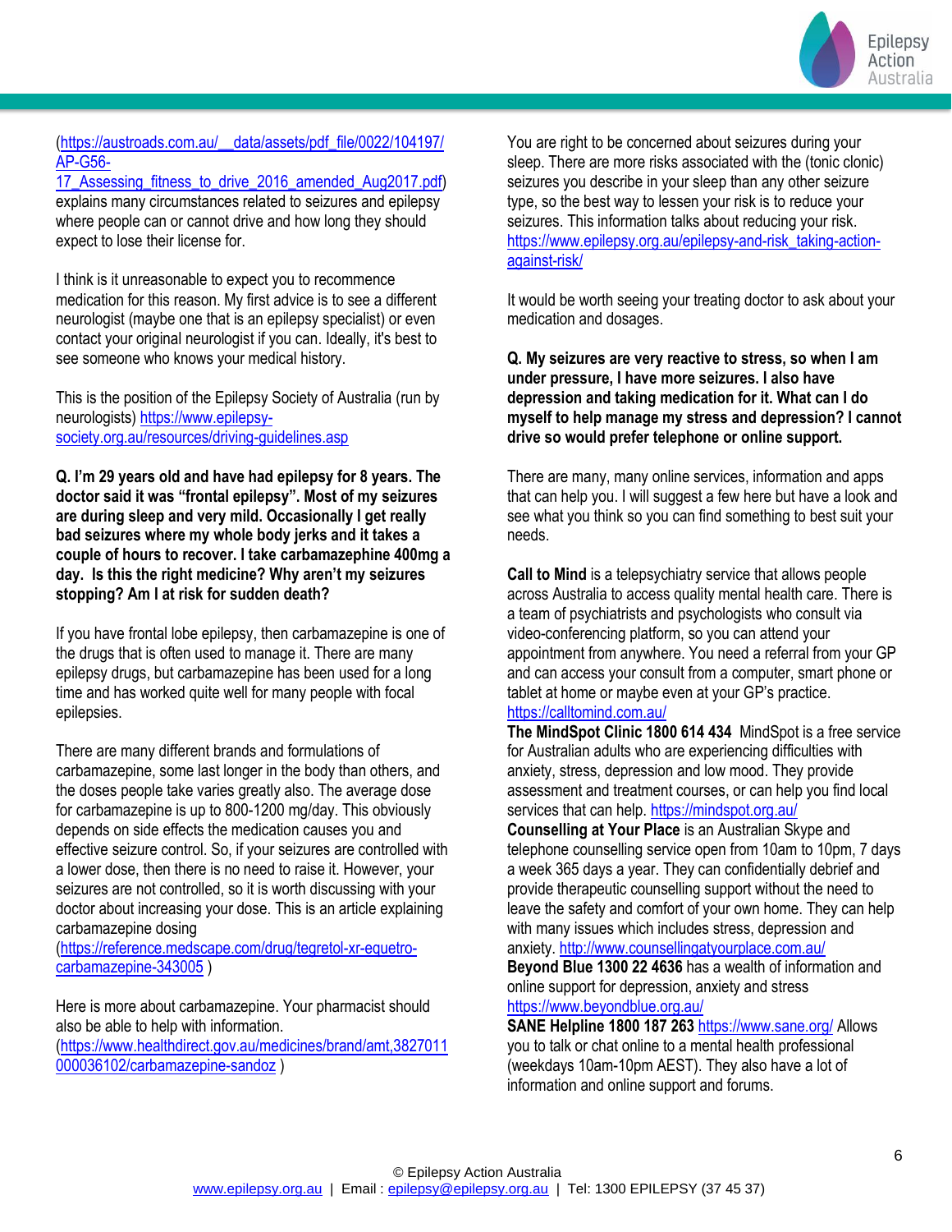(https://austroads.com.au/__data/assets/pdf_file/0022/104197/AP-G56-17_Assessing_fitness_to_drive_2016_amended_Aug2017.pdf) explains many circumstances related to seizures and epilepsy where people can or cannot drive and how long they should expect to lose their license for.

I think is it unreasonable to expect you to recommence medication for this reason. My first advice is to see a different neurologist (maybe one that is an epilepsy specialist) or even contact your original neurologist if you can. Ideally, it's best to see someone who knows your medical history.

This is the position of the Epilepsy Society of Australia (run by neurologists) https://www.epilepsy-society.org.au/resources/driving-guidelines.asp

**Q. I'm 29 years old and have had epilepsy for 8 years. The doctor said it was "frontal epilepsy". Most of my seizures are during sleep and very mild. Occasionally I get really bad seizures where my whole body jerks and it takes a couple of hours to recover. I take carbamazephine 400mg a day. Is this the right medicine? Why aren't my seizures stopping? Am I at risk for sudden death?**

If you have frontal lobe epilepsy, then carbamazepine is one of the drugs that is often used to manage it. There are many epilepsy drugs, but carbamazepine has been used for a long time and has worked quite well for many people with focal epilepsies.

There are many different brands and formulations of carbamazepine, some last longer in the body than others, and the doses people take varies greatly also. The average dose for carbamazepine is up to 800-1200 mg/day. This obviously depends on side effects the medication causes you and effective seizure control. So, if your seizures are controlled with a lower dose, then there is no need to raise it. However, your seizures are not controlled, so it is worth discussing with your doctor about increasing your dose. This is an article explaining carbamazepine dosing (https://reference.medscape.com/drug/tegretol-xr-equetro-carbamazepine-343005 )

Here is more about carbamazepine. Your pharmacist should also be able to help with information. (https://www.healthdirect.gov.au/medicines/brand/amt,3827011000036102/carbamazepine-sandoz )

You are right to be concerned about seizures during your sleep. There are more risks associated with the (tonic clonic) seizures you describe in your sleep than any other seizure type, so the best way to lessen your risk is to reduce your seizures. This information talks about reducing your risk. https://www.epilepsy.org.au/epilepsy-and-risk_taking-action-against-risk/

It would be worth seeing your treating doctor to ask about your medication and dosages.

**Q. My seizures are very reactive to stress, so when I am under pressure, I have more seizures. I also have depression and taking medication for it. What can I do myself to help manage my stress and depression? I cannot drive so would prefer telephone or online support.**

There are many, many online services, information and apps that can help you. I will suggest a few here but have a look and see what you think so you can find something to best suit your needs.

**Call to Mind** is a telepsychiatry service that allows people across Australia to access quality mental health care. There is a team of psychiatrists and psychologists who consult via video-conferencing platform, so you can attend your appointment from anywhere. You need a referral from your GP and can access your consult from a computer, smart phone or tablet at home or maybe even at your GP's practice. https://calltomind.com.au/

**The MindSpot Clinic 1800 614 434** MindSpot is a free service for Australian adults who are experiencing difficulties with anxiety, stress, depression and low mood. They provide assessment and treatment courses, or can help you find local services that can help. https://mindspot.org.au/

**Counselling at Your Place** is an Australian Skype and telephone counselling service open from 10am to 10pm, 7 days a week 365 days a year. They can confidentially debrief and provide therapeutic counselling support without the need to leave the safety and comfort of your own home. They can help with many issues which includes stress, depression and anxiety. http://www.counsellingatyourplace.com.au/

**Beyond Blue 1300 22 4636** has a wealth of information and online support for depression, anxiety and stress https://www.beyondblue.org.au/

**SANE Helpline 1800 187 263** https://www.sane.org/ Allows you to talk or chat online to a mental health professional (weekdays 10am-10pm AEST). They also have a lot of information and online support and forums.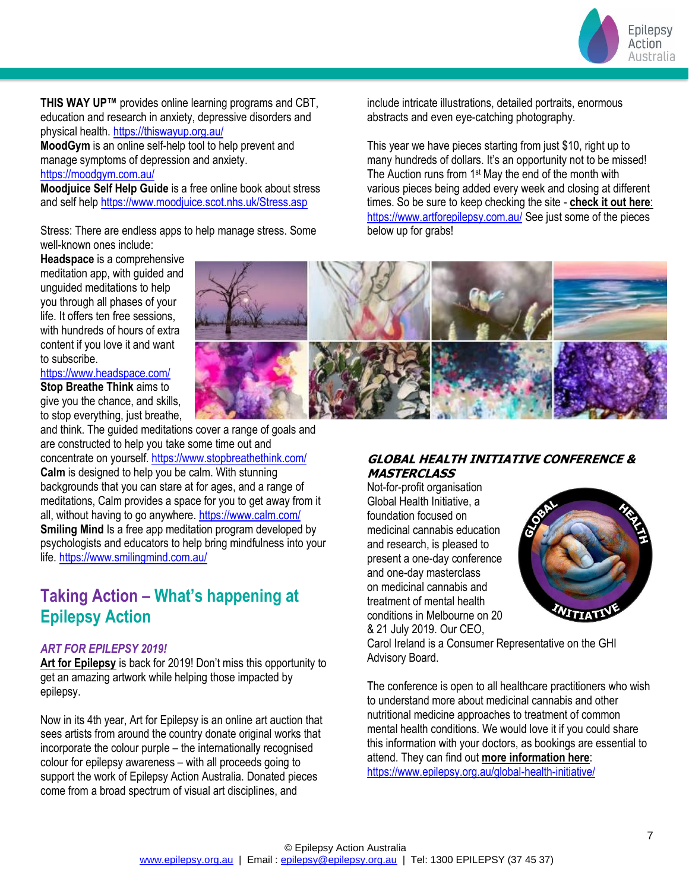**THIS WAY UP™** provides online learning programs and CBT, education and research in anxiety, depressive disorders and physical health. https://thiswayup.org.au/

**MoodGym** is an online self-help tool to help prevent and manage symptoms of depression and anxiety. https://moodgym.com.au/

**Moodjuice Self Help Guide** is a free online book about stress and self help https://www.moodjuice.scot.nhs.uk/Stress.asp

Stress: There are endless apps to help manage stress. Some well-known ones include:

**Headspace** is a comprehensive meditation app, with guided and unguided meditations to help you through all phases of your life. It offers ten free sessions, with hundreds of hours of extra content if you love it and want to subscribe. https://www.headspace.com/

**Stop Breathe Think** aims to give you the chance, and skills, to stop everything, just breathe, and think. The guided meditations cover a range of goals and are constructed to help you take some time out and concentrate on yourself. https://www.stopbreathethink.com/

**Calm** is designed to help you be calm. With stunning backgrounds that you can stare at for ages, and a range of meditations, Calm provides a space for you to get away from it all, without having to go anywhere. https://www.calm.com/

**Smiling Mind** Is a free app meditation program developed by psychologists and educators to help bring mindfulness into your life. https://www.smilingmind.com.au/

## Taking Action – What's happening at Epilepsy Action

### *ART FOR EPILEPSY 2019!*

**Art for Epilepsy** is back for 2019! Don't miss this opportunity to get an amazing artwork while helping those impacted by epilepsy.

Now in its 4th year, Art for Epilepsy is an online art auction that sees artists from around the country donate original works that incorporate the colour purple – the internationally recognised colour for epilepsy awareness – with all proceeds going to support the work of Epilepsy Action Australia. Donated pieces come from a broad spectrum of visual art disciplines, and include intricate illustrations, detailed portraits, enormous abstracts and even eye-catching photography.

This year we have pieces starting from just $10, right up to many hundreds of dollars. It's an opportunity not to be missed! The Auction runs from 1st May the end of the month with various pieces being added every week and closing at different times. So be sure to keep checking the site - **check it out here**: https://www.artforepilepsy.com.au/ See just some of the pieces below up for grabs!

### *GLOBAL HEALTH INITIATIVE CONFERENCE & MASTERCLASS*

Not-for-profit organisation Global Health Initiative, a foundation focused on medicinal cannabis education and research, is pleased to present a one-day conference and one-day masterclass on medicinal cannabis and treatment of mental health conditions in Melbourne on 20 & 21 July 2019. Our CEO, Carol Ireland is a Consumer Representative on the GHI Advisory Board.

The conference is open to all healthcare practitioners who wish to understand more about medicinal cannabis and other nutritional medicine approaches to treatment of common mental health conditions. We would love it if you could share this information with your doctors, as bookings are essential to attend. They can find out **more information here**: https://www.epilepsy.org.au/global-health-initiative/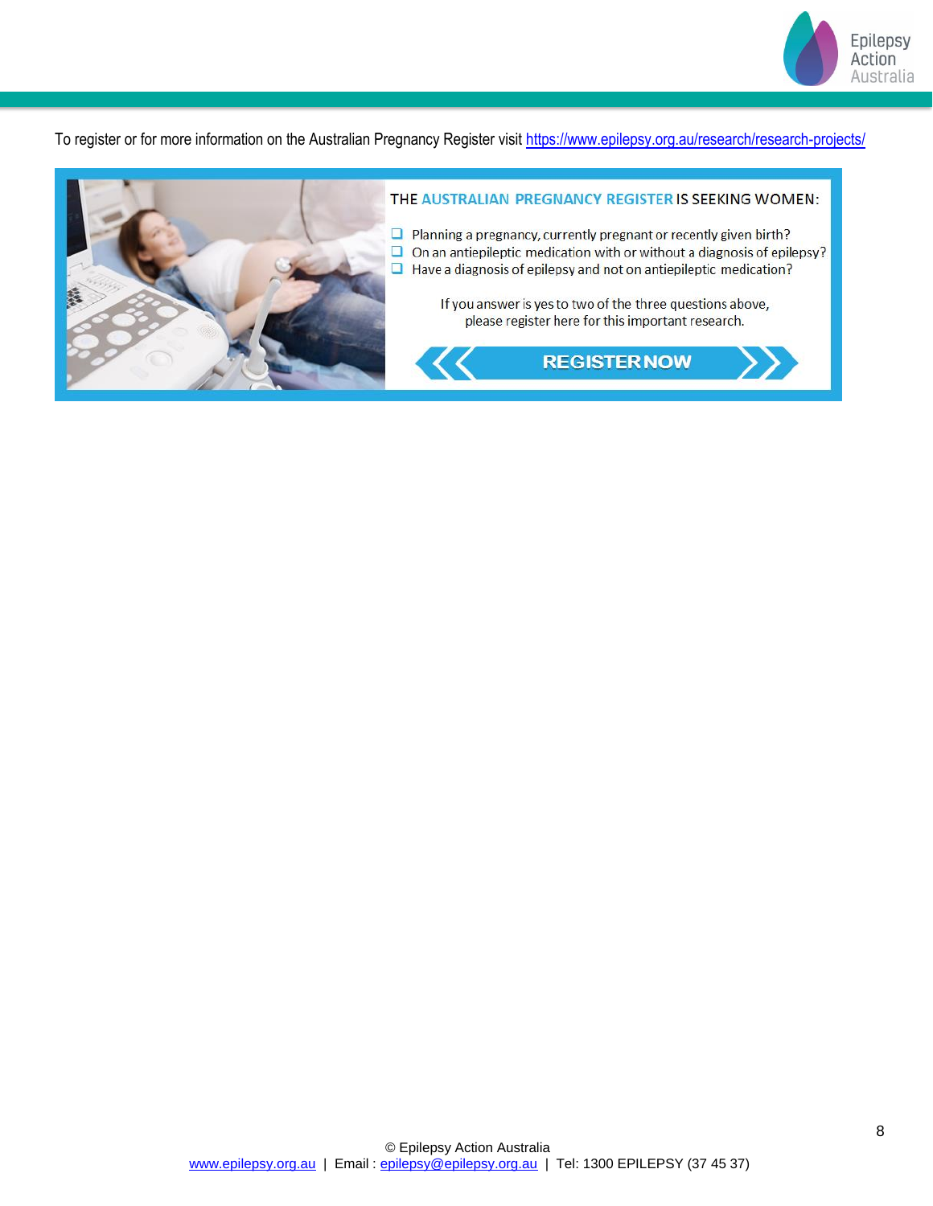To register or for more information on the Australian Pregnancy Register visit https://www.epilepsy.org.au/research/research-projects/

THE **AUSTRALIAN PREGNANCY REGISTER** IS SEEKING WOMEN:

- Planning a pregnancy, currently pregnant or recently given birth?
- On an antiepileptic medication with or without a diagnosis of epilepsy?
- Have a diagnosis of epilepsy and not on antiepileptic medication?

If you answer is yes to two of the three questions above, please register here for this important research.

**REGISTER NOW**

© Epilepsy Action Australia
www.epilepsy.org.au | Email : epilepsy@epilepsy.org.au | Tel: 1300 EPILEPSY (37 45 37)